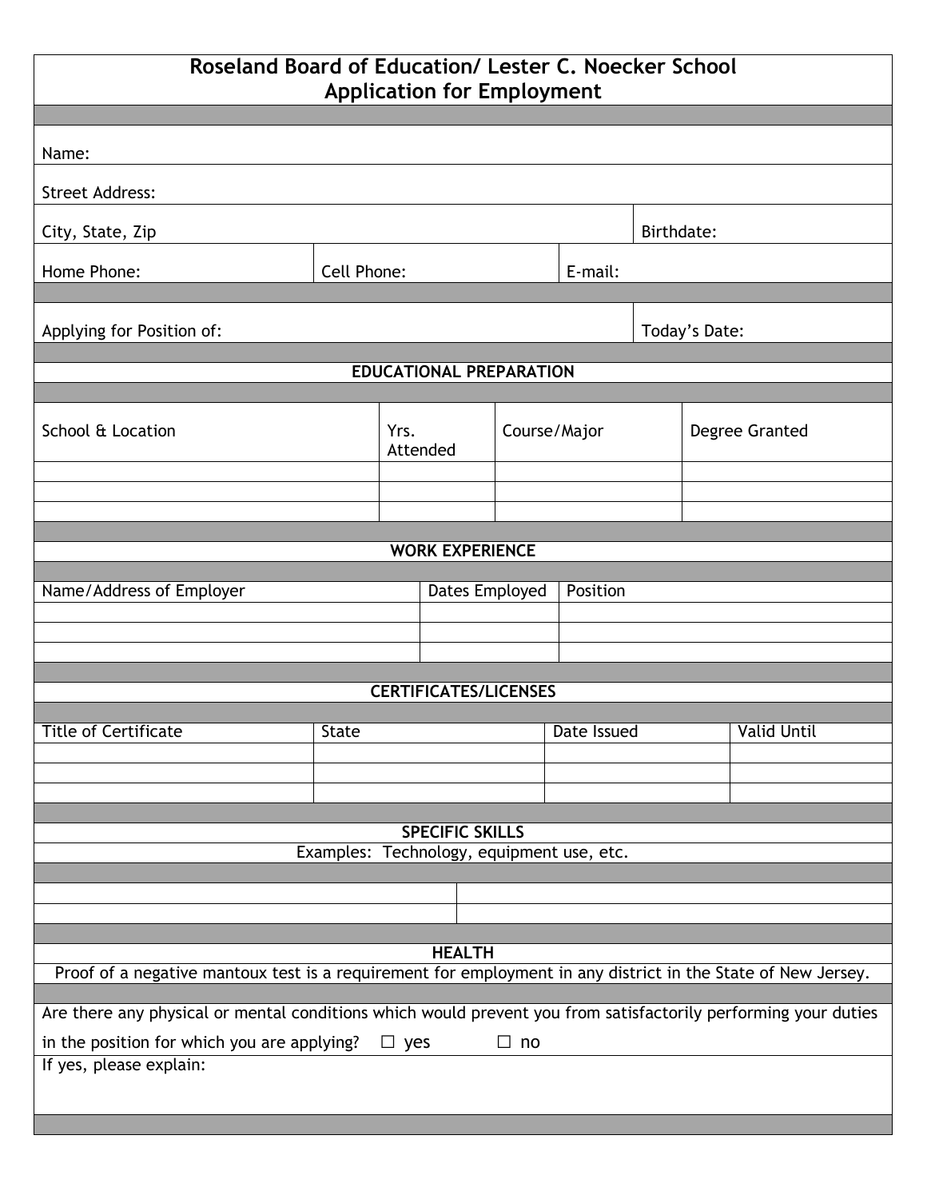# Roseland Board of Education/ Lester C. Noecker School
## Application for Employment

Name:

Street Address:

City, State, Zip | Birthdate:

Home Phone: | Cell Phone: | E-mail:

Applying for Position of: | Today's Date:

### EDUCATIONAL PREPARATION

| School & Location | Yrs. Attended | Course/Major | Degree Granted |
|---|---|---|---|
| | | | |
| | | | |
| | | | |

### WORK EXPERIENCE

| Name/Address of Employer | Dates Employed | Position |
|---|---|---|
| | | |
| | | |
| | | |

### CERTIFICATES/LICENSES

| Title of Certificate | State | Date Issued | Valid Until |
|---|---|---|---|
| | | | |
| | | | |
| | | | |

### SPECIFIC SKILLS

Examples: Technology, equipment use, etc.

| | |
|---|---|
| | |
| | |

### HEALTH

Proof of a negative mantoux test is a requirement for employment in any district in the State of New Jersey.

Are there any physical or mental conditions which would prevent you from satisfactorily performing your duties in the position for which you are applying? ☐ yes ☐ no

If yes, please explain: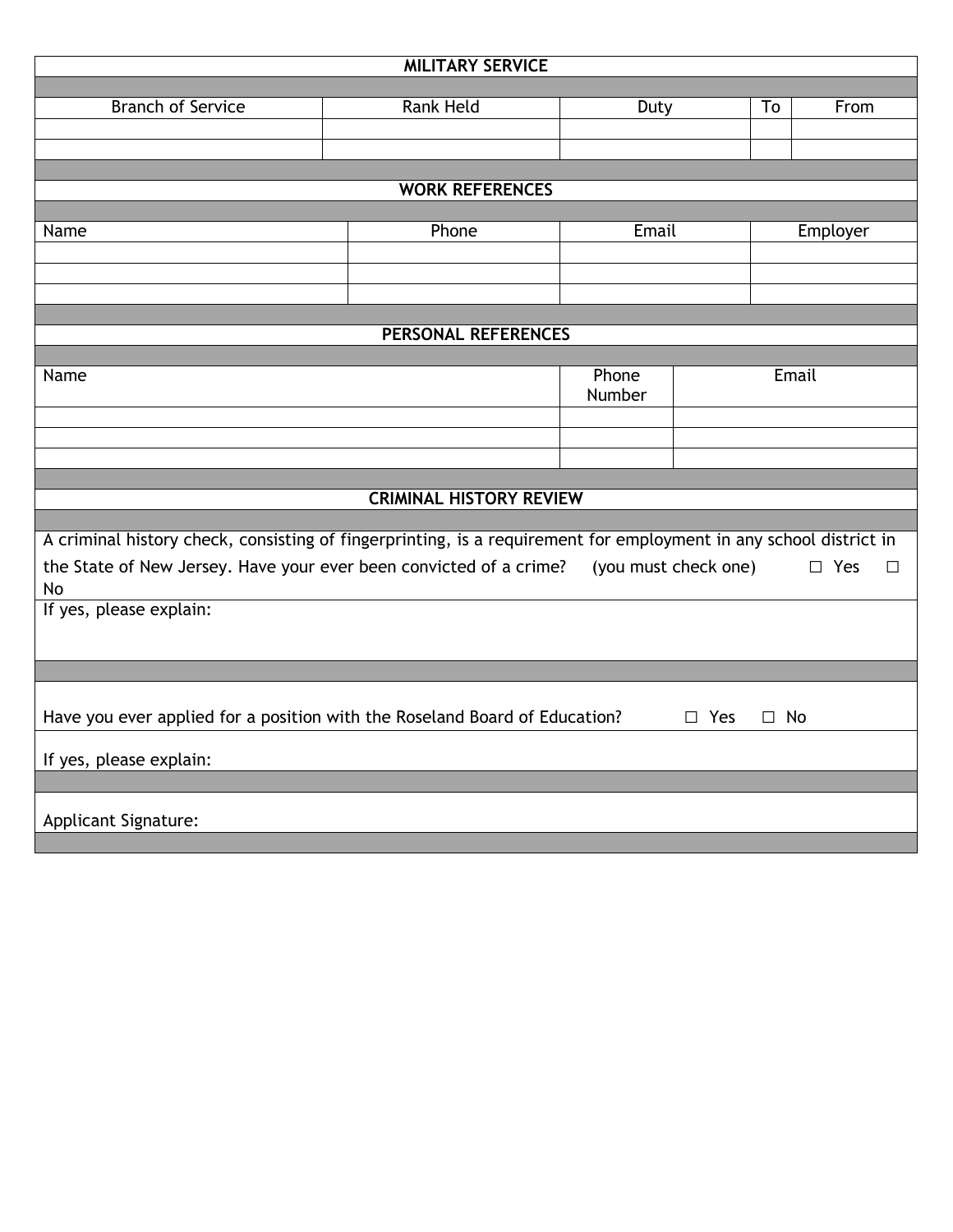## MILITARY SERVICE

| Branch of Service | Rank Held | Duty | To | From |
|---|---|---|---|---|
| | | | | |
| | | | | |

## WORK REFERENCES

| Name | Phone | Email | Employer |
|---|---|---|---|
| | | | |
| | | | |
| | | | |

## PERSONAL REFERENCES

| Name | Phone Number | Email |
|---|---|---|
| | | |
| | | |
| | | |

## CRIMINAL HISTORY REVIEW

A criminal history check, consisting of fingerprinting, is a requirement for employment in any school district in the State of New Jersey. Have your ever been convicted of a crime? (you must check one) ☐ Yes ☐ No

If yes, please explain:

Have you ever applied for a position with the Roseland Board of Education? ☐ Yes ☐ No

If yes, please explain:

Applicant Signature: